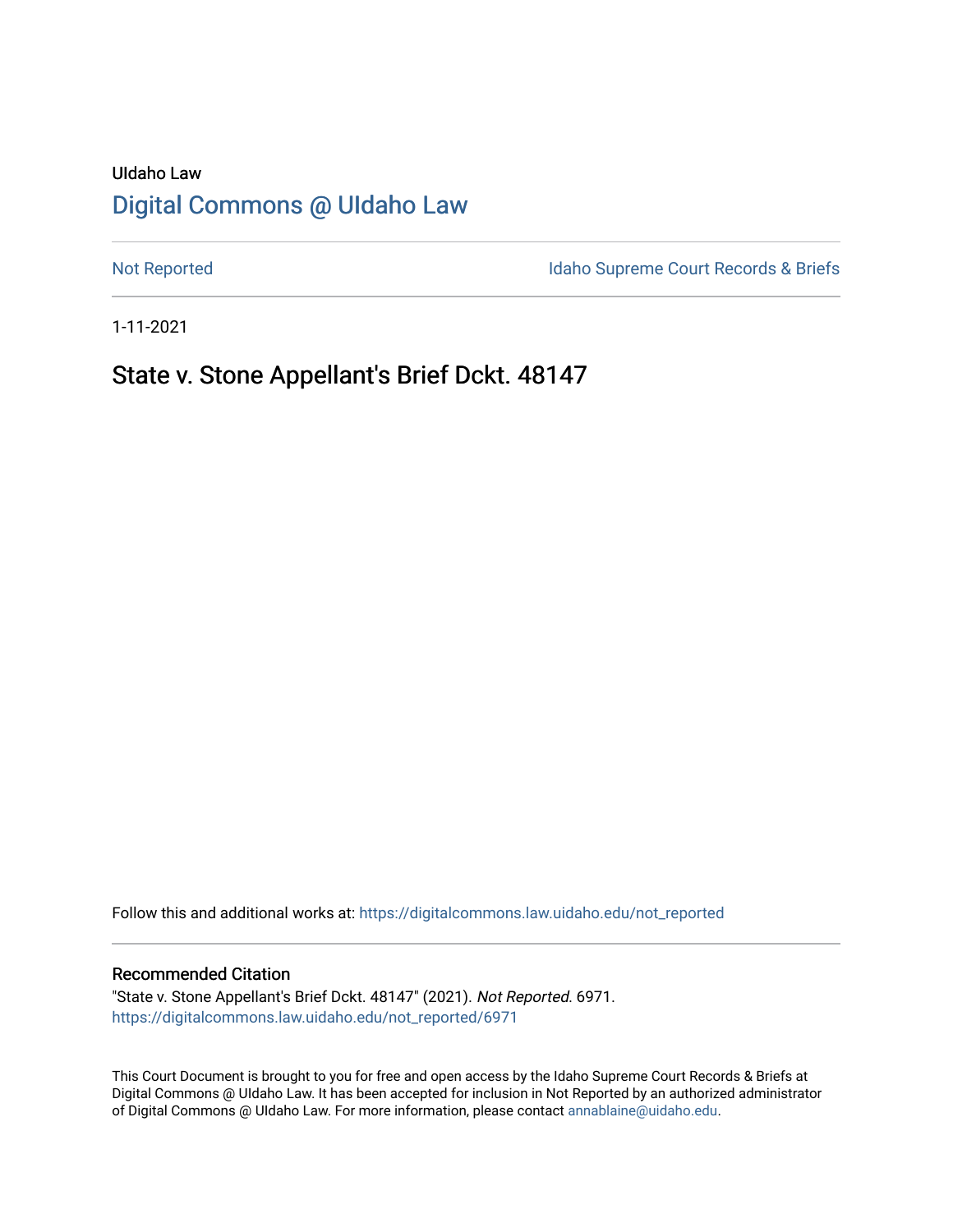UIdaho Law

# Digital Commons @ UIdaho Law

Not Reported

Idaho Supreme Court Records & Briefs

1-11-2021

## State v. Stone Appellant's Brief Dckt. 48147

Follow this and additional works at: https://digitalcommons.law.uidaho.edu/not_reported

### Recommended Citation

"State v. Stone Appellant's Brief Dckt. 48147" (2021). *Not Reported*. 6971.
https://digitalcommons.law.uidaho.edu/not_reported/6971

This Court Document is brought to you for free and open access by the Idaho Supreme Court Records & Briefs at Digital Commons @ UIdaho Law. It has been accepted for inclusion in Not Reported by an authorized administrator of Digital Commons @ UIdaho Law. For more information, please contact annablaine@uidaho.edu.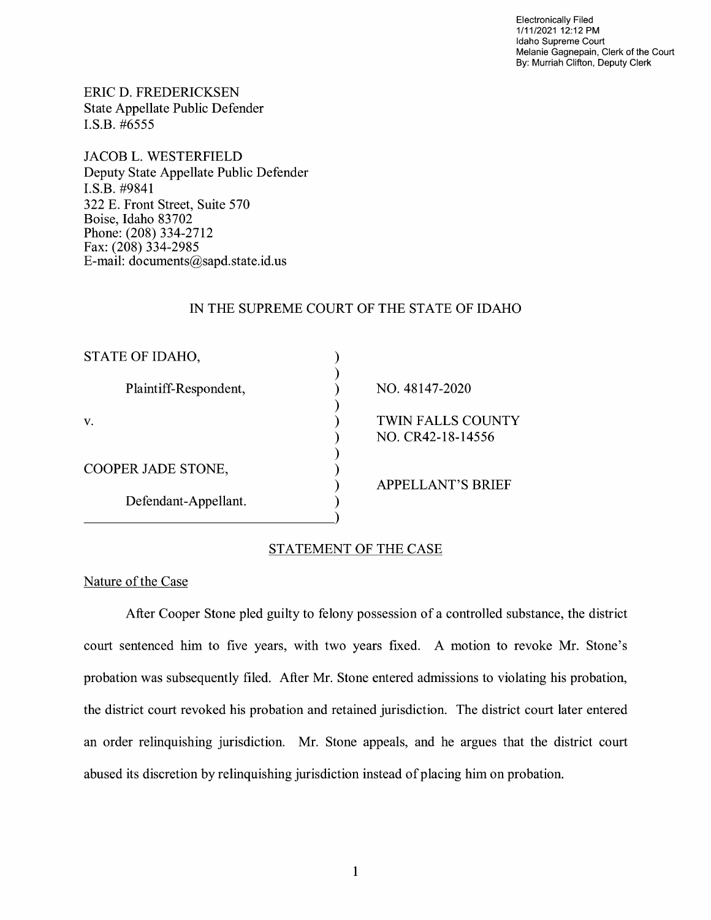Electronically Filed
1/11/2021 12:12 PM
Idaho Supreme Court
Melanie Gagnepain, Clerk of the Court
By: Murriah Clifton, Deputy Clerk

ERIC D. FREDERICKSEN
State Appellate Public Defender
I.S.B. #6555

JACOB L. WESTERFIELD
Deputy State Appellate Public Defender
I.S.B. #9841
322 E. Front Street, Suite 570
Boise, Idaho 83702
Phone: (208) 334-2712
Fax: (208) 334-2985
E-mail: documents@sapd.state.id.us

IN THE SUPREME COURT OF THE STATE OF IDAHO

| | |
|---|---|
| STATE OF IDAHO, | |
| Plaintiff-Respondent, | NO. 48147-2020 |
| v. | TWIN FALLS COUNTY NO. CR42-18-14556 |
| COOPER JADE STONE, | APPELLANT'S BRIEF |
| Defendant-Appellant. | |

## STATEMENT OF THE CASE

### Nature of the Case

After Cooper Stone pled guilty to felony possession of a controlled substance, the district court sentenced him to five years, with two years fixed. A motion to revoke Mr. Stone's probation was subsequently filed. After Mr. Stone entered admissions to violating his probation, the district court revoked his probation and retained jurisdiction. The district court later entered an order relinquishing jurisdiction. Mr. Stone appeals, and he argues that the district court abused its discretion by relinquishing jurisdiction instead of placing him on probation.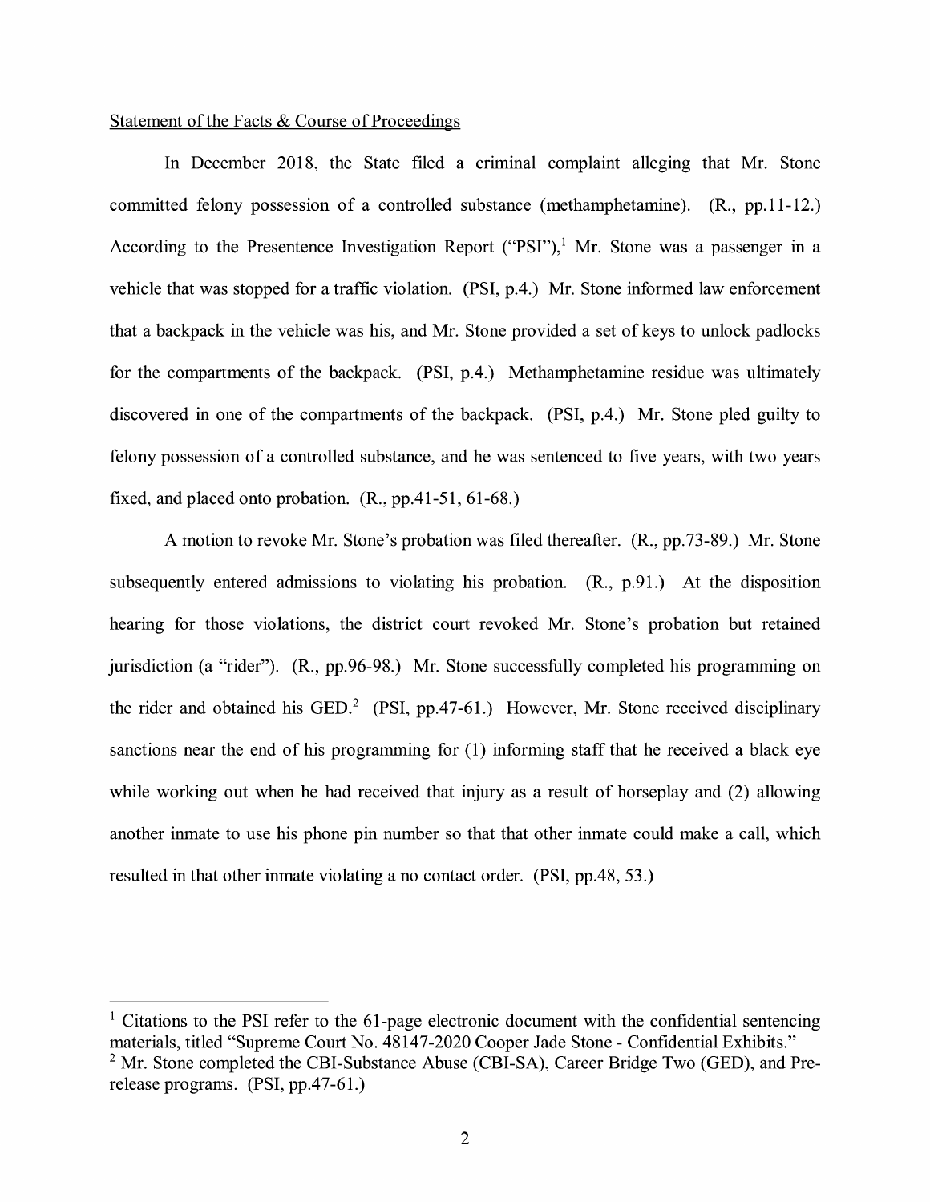Statement of the Facts & Course of Proceedings

In December 2018, the State filed a criminal complaint alleging that Mr. Stone committed felony possession of a controlled substance (methamphetamine). (R., pp.11-12.) According to the Presentence Investigation Report ("PSI"),[1] Mr. Stone was a passenger in a vehicle that was stopped for a traffic violation. (PSI, p.4.) Mr. Stone informed law enforcement that a backpack in the vehicle was his, and Mr. Stone provided a set of keys to unlock padlocks for the compartments of the backpack. (PSI, p.4.) Methamphetamine residue was ultimately discovered in one of the compartments of the backpack. (PSI, p.4.) Mr. Stone pled guilty to felony possession of a controlled substance, and he was sentenced to five years, with two years fixed, and placed onto probation. (R., pp.41-51, 61-68.)

A motion to revoke Mr. Stone's probation was filed thereafter. (R., pp.73-89.) Mr. Stone subsequently entered admissions to violating his probation. (R., p.91.) At the disposition hearing for those violations, the district court revoked Mr. Stone's probation but retained jurisdiction (a "rider"). (R., pp.96-98.) Mr. Stone successfully completed his programming on the rider and obtained his GED.[2] (PSI, pp.47-61.) However, Mr. Stone received disciplinary sanctions near the end of his programming for (1) informing staff that he received a black eye while working out when he had received that injury as a result of horseplay and (2) allowing another inmate to use his phone pin number so that that other inmate could make a call, which resulted in that other inmate violating a no contact order. (PSI, pp.48, 53.)

---

[1] Citations to the PSI refer to the 61-page electronic document with the confidential sentencing materials, titled "Supreme Court No. 48147-2020 Cooper Jade Stone - Confidential Exhibits."

[2] Mr. Stone completed the CBI-Substance Abuse (CBI-SA), Career Bridge Two (GED), and Pre-release programs. (PSI, pp.47-61.)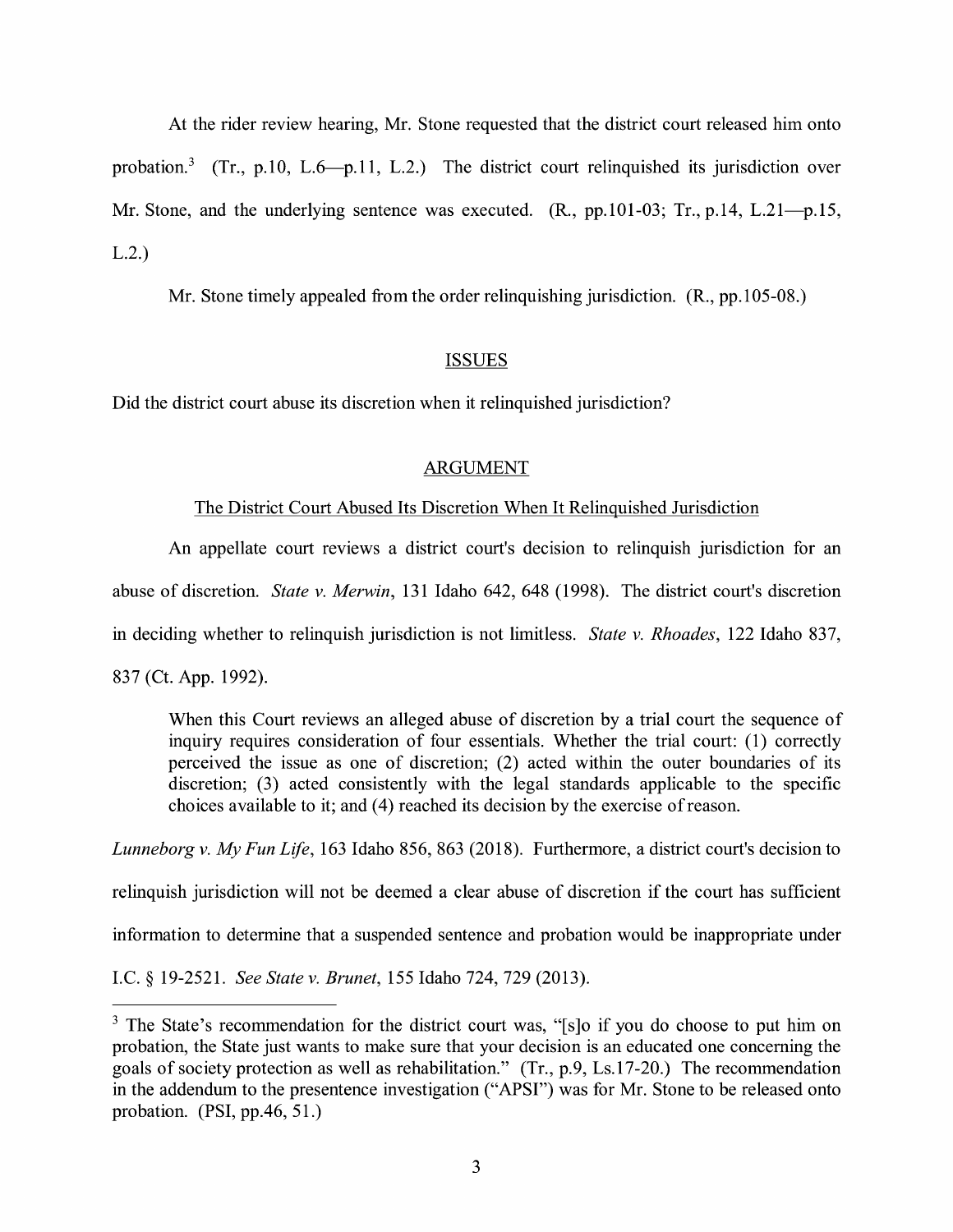At the rider review hearing, Mr. Stone requested that the district court released him onto probation.[3] (Tr., p.10, L.6—p.11, L.2.) The district court relinquished its jurisdiction over Mr. Stone, and the underlying sentence was executed. (R., pp.101-03; Tr., p.14, L.21—p.15, L.2.)

Mr. Stone timely appealed from the order relinquishing jurisdiction. (R., pp.105-08.)

## ISSUES

Did the district court abuse its discretion when it relinquished jurisdiction?

## ARGUMENT

### The District Court Abused Its Discretion When It Relinquished Jurisdiction

An appellate court reviews a district court's decision to relinquish jurisdiction for an abuse of discretion. *State v. Merwin*, 131 Idaho 642, 648 (1998). The district court's discretion in deciding whether to relinquish jurisdiction is not limitless. *State v. Rhoades*, 122 Idaho 837, 837 (Ct. App. 1992).

> When this Court reviews an alleged abuse of discretion by a trial court the sequence of inquiry requires consideration of four essentials. Whether the trial court: (1) correctly perceived the issue as one of discretion; (2) acted within the outer boundaries of its discretion; (3) acted consistently with the legal standards applicable to the specific choices available to it; and (4) reached its decision by the exercise of reason.

*Lunneborg v. My Fun Life*, 163 Idaho 856, 863 (2018). Furthermore, a district court's decision to relinquish jurisdiction will not be deemed a clear abuse of discretion if the court has sufficient information to determine that a suspended sentence and probation would be inappropriate under I.C. § 19-2521. *See State v. Brunet*, 155 Idaho 724, 729 (2013).

---

[3] The State's recommendation for the district court was, "[s]o if you do choose to put him on probation, the State just wants to make sure that your decision is an educated one concerning the goals of society protection as well as rehabilitation." (Tr., p.9, Ls.17-20.) The recommendation in the addendum to the presentence investigation ("APSI") was for Mr. Stone to be released onto probation. (PSI, pp.46, 51.)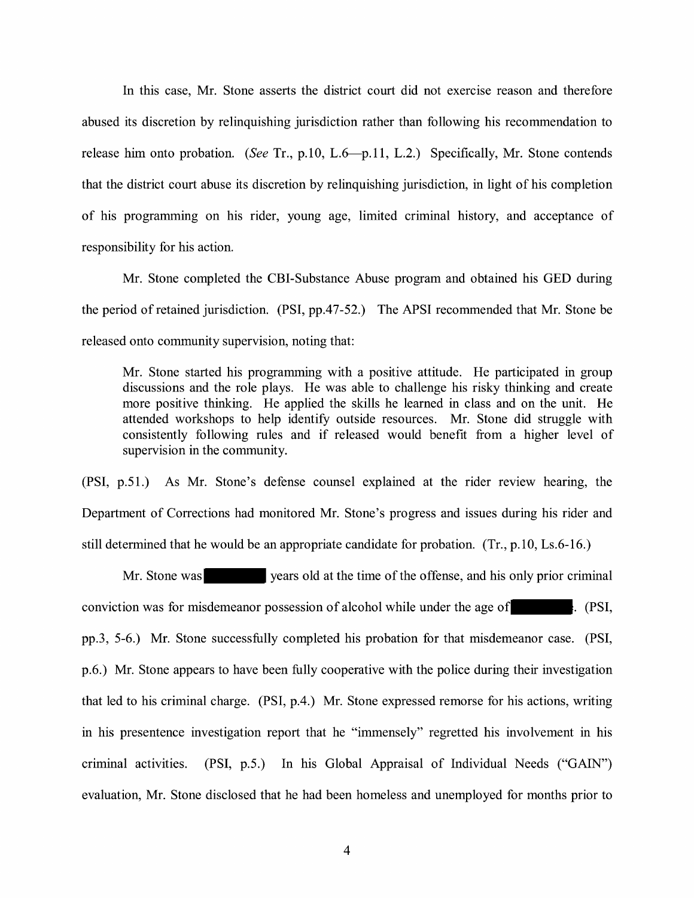In this case, Mr. Stone asserts the district court did not exercise reason and therefore abused its discretion by relinquishing jurisdiction rather than following his recommendation to release him onto probation. (*See* Tr., p.10, L.6—p.11, L.2.) Specifically, Mr. Stone contends that the district court abuse its discretion by relinquishing jurisdiction, in light of his completion of his programming on his rider, young age, limited criminal history, and acceptance of responsibility for his action.

Mr. Stone completed the CBI-Substance Abuse program and obtained his GED during the period of retained jurisdiction. (PSI, pp.47-52.) The APSI recommended that Mr. Stone be released onto community supervision, noting that:

> Mr. Stone started his programming with a positive attitude. He participated in group discussions and the role plays. He was able to challenge his risky thinking and create more positive thinking. He applied the skills he learned in class and on the unit. He attended workshops to help identify outside resources. Mr. Stone did struggle with consistently following rules and if released would benefit from a higher level of supervision in the community.

(PSI, p.51.) As Mr. Stone's defense counsel explained at the rider review hearing, the Department of Corrections had monitored Mr. Stone's progress and issues during his rider and still determined that he would be an appropriate candidate for probation. (Tr., p.10, Ls.6-16.)

Mr. Stone was [REDACTED] years old at the time of the offense, and his only prior criminal conviction was for misdemeanor possession of alcohol while under the age of [REDACTED]. (PSI, pp.3, 5-6.) Mr. Stone successfully completed his probation for that misdemeanor case. (PSI, p.6.) Mr. Stone appears to have been fully cooperative with the police during their investigation that led to his criminal charge. (PSI, p.4.) Mr. Stone expressed remorse for his actions, writing in his presentence investigation report that he "immensely" regretted his involvement in his criminal activities. (PSI, p.5.) In his Global Appraisal of Individual Needs ("GAIN") evaluation, Mr. Stone disclosed that he had been homeless and unemployed for months prior to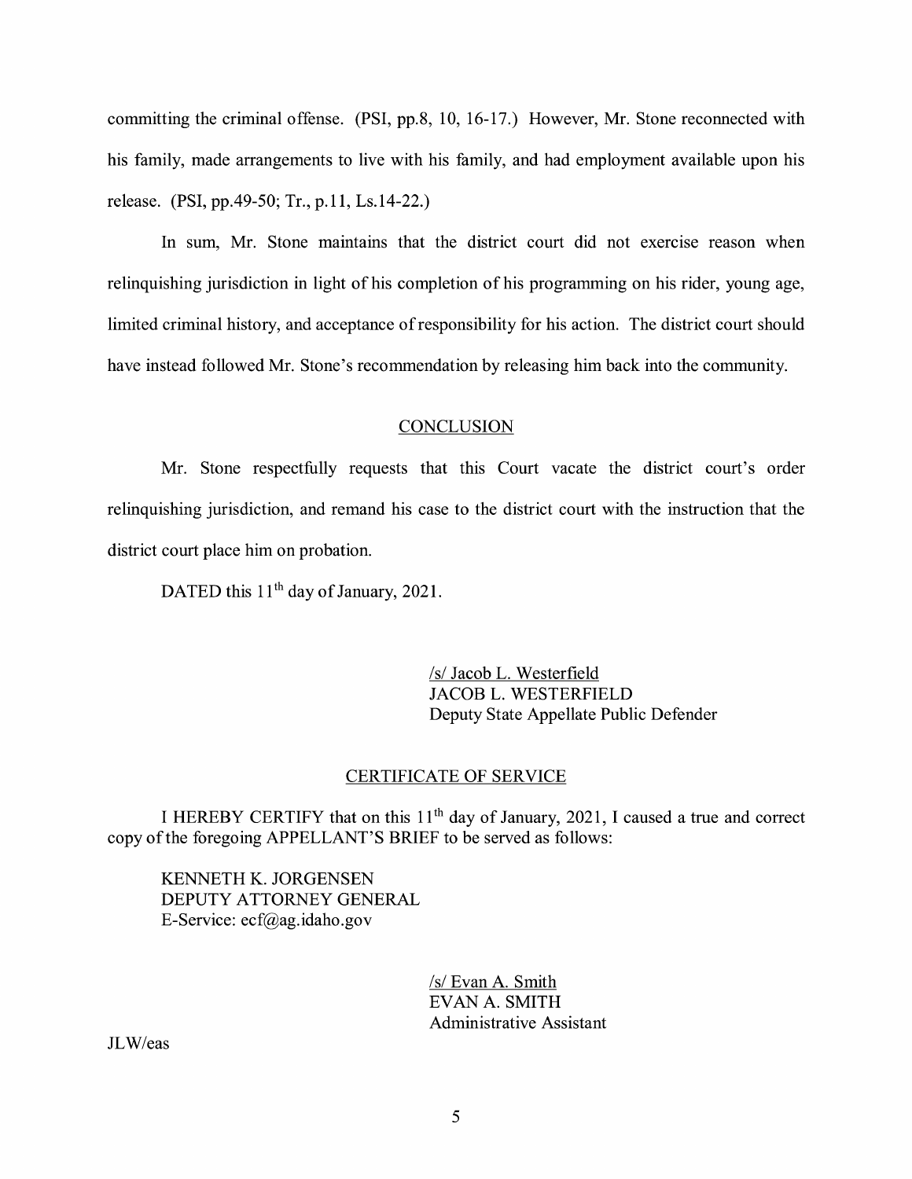committing the criminal offense. (PSI, pp.8, 10, 16-17.) However, Mr. Stone reconnected with his family, made arrangements to live with his family, and had employment available upon his release. (PSI, pp.49-50; Tr., p.11, Ls.14-22.)

In sum, Mr. Stone maintains that the district court did not exercise reason when relinquishing jurisdiction in light of his completion of his programming on his rider, young age, limited criminal history, and acceptance of responsibility for his action. The district court should have instead followed Mr. Stone's recommendation by releasing him back into the community.

## CONCLUSION

Mr. Stone respectfully requests that this Court vacate the district court's order relinquishing jurisdiction, and remand his case to the district court with the instruction that the district court place him on probation.

DATED this 11th day of January, 2021.

/s/ Jacob L. Westerfield
JACOB L. WESTERFIELD
Deputy State Appellate Public Defender

## CERTIFICATE OF SERVICE

I HEREBY CERTIFY that on this 11th day of January, 2021, I caused a true and correct copy of the foregoing APPELLANT'S BRIEF to be served as follows:

KENNETH K. JORGENSEN
DEPUTY ATTORNEY GENERAL
E-Service: ecf@ag.idaho.gov

/s/ Evan A. Smith
EVAN A. SMITH
Administrative Assistant

JLW/eas